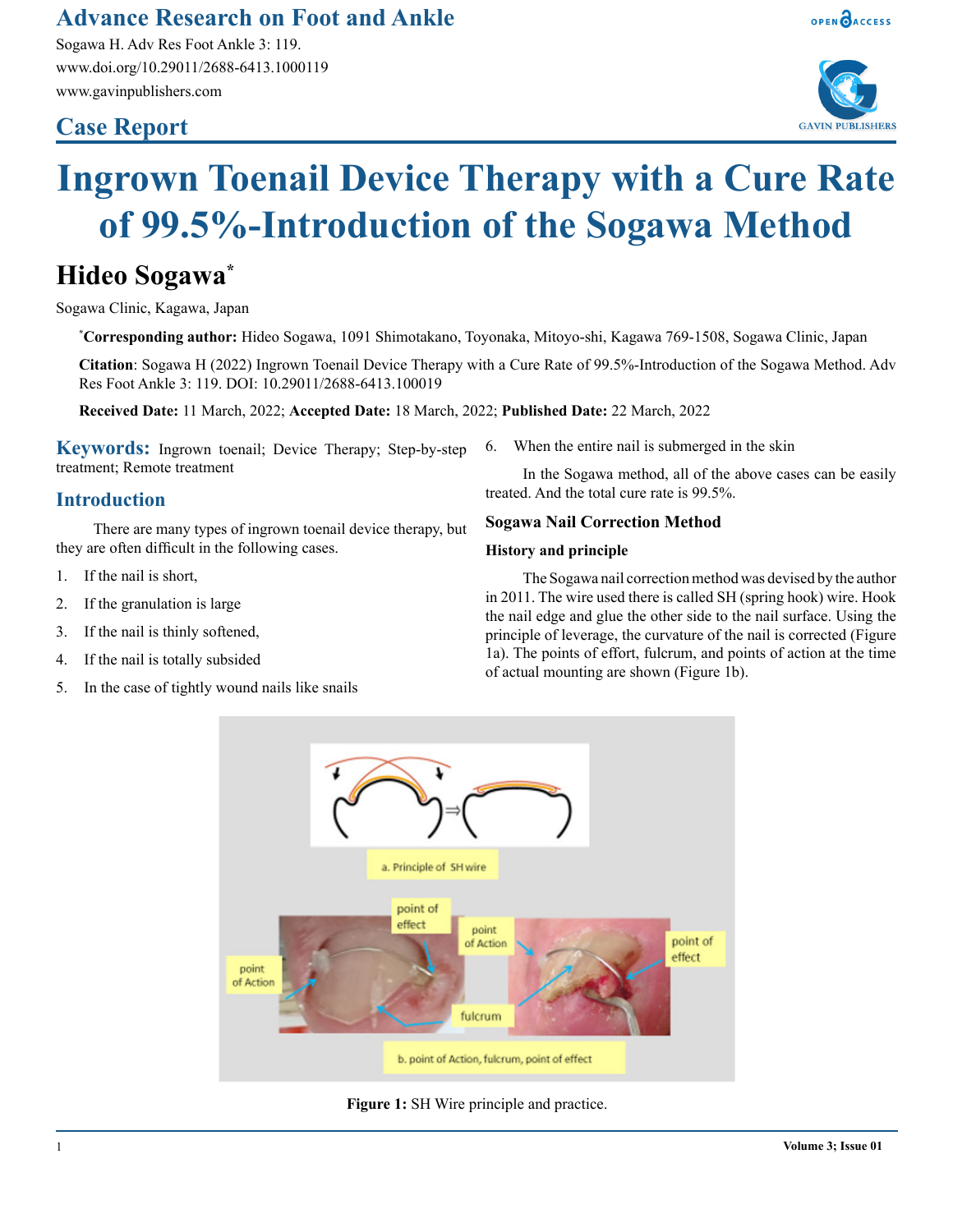# Ingrown Toenail Device Therapy with a Cure Rate of 99.5%-Introduction of the Sogawa Method

**Hideo Sogawa***

Sogawa Clinic, Kagawa, Japan

***Corresponding author:** Hideo Sogawa, 1091 Shimotakano, Toyonaka, Mitoyo-shi, Kagawa 769-1508, Sogawa Clinic, Japan

**Citation**: Sogawa H (2022) Ingrown Toenail Device Therapy with a Cure Rate of 99.5%-Introduction of the Sogawa Method. Adv Res Foot Ankle 3: 119. DOI: 10.29011/2688-6413.100019

**Received Date:** 11 March, 2022; **Accepted Date:** 18 March, 2022; **Published Date:** 22 March, 2022

**Keywords:** Ingrown toenail; Device Therapy; Step-by-step treatment; Remote treatment

## Introduction

There are many types of ingrown toenail device therapy, but they are often difficult in the following cases.

1. If the nail is short,
2. If the granulation is large
3. If the nail is thinly softened,
4. If the nail is totally subsided
5. In the case of tightly wound nails like snails
6. When the entire nail is submerged in the skin

In the Sogawa method, all of the above cases can be easily treated. And the total cure rate is 99.5%.

## Sogawa Nail Correction Method

### History and principle

The Sogawa nail correction method was devised by the author in 2011. The wire used there is called SH (spring hook) wire. Hook the nail edge and glue the other side to the nail surface. Using the principle of leverage, the curvature of the nail is corrected (Figure 1a). The points of effort, fulcrum, and points of action at the time of actual mounting are shown (Figure 1b).

**Figure 1:** SH Wire principle and practice.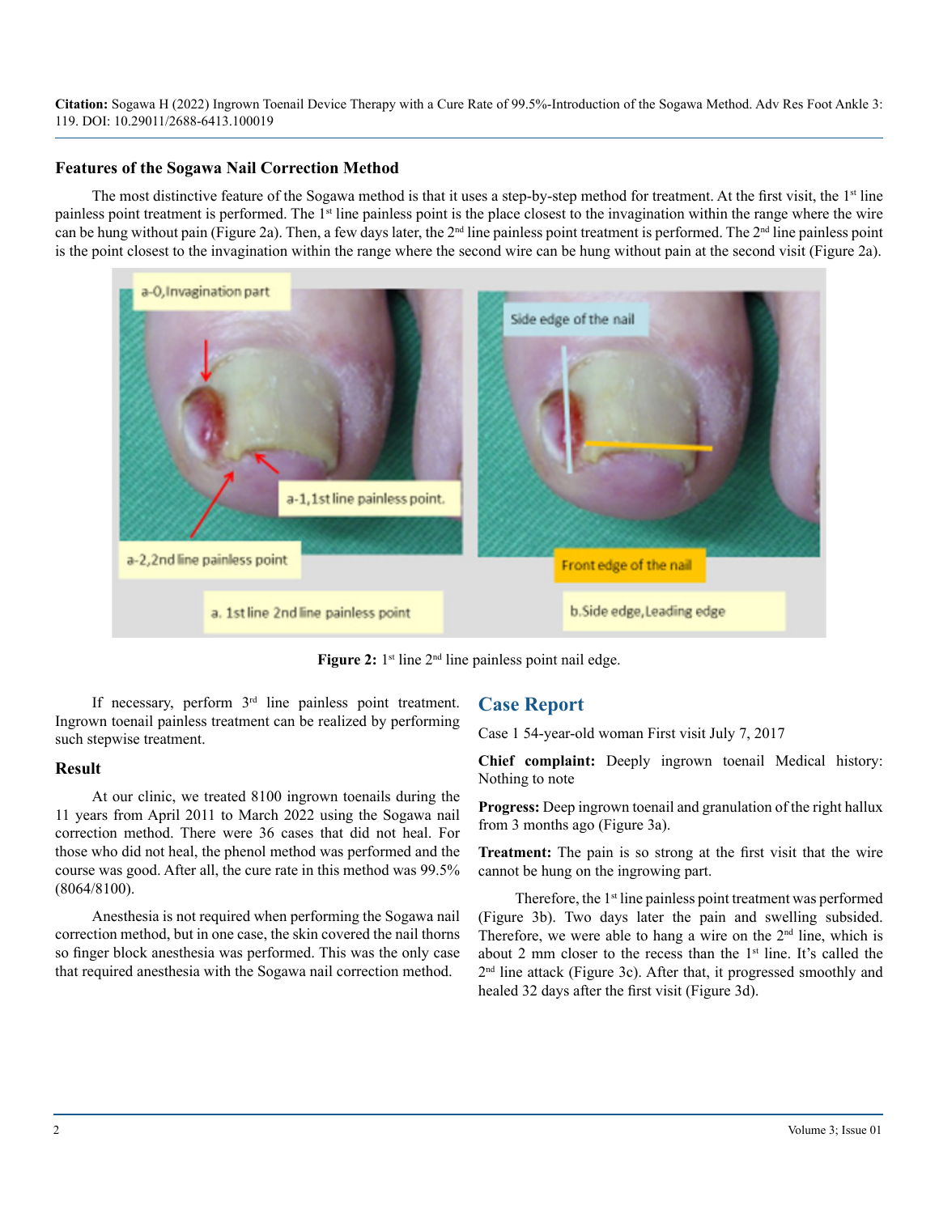### Features of the Sogawa Nail Correction Method

The most distinctive feature of the Sogawa method is that it uses a step-by-step method for treatment. At the first visit, the 1st line painless point treatment is performed. The 1st line painless point is the place closest to the invagination within the range where the wire can be hung without pain (Figure 2a). Then, a few days later, the 2nd line painless point treatment is performed. The 2nd line painless point is the point closest to the invagination within the range where the second wire can be hung without pain at the second visit (Figure 2a).

**Figure 2:** 1st line 2nd line painless point nail edge.

If necessary, perform 3rd line painless point treatment. Ingrown toenail painless treatment can be realized by performing such stepwise treatment.

### Result

At our clinic, we treated 8100 ingrown toenails during the 11 years from April 2011 to March 2022 using the Sogawa nail correction method. There were 36 cases that did not heal. For those who did not heal, the phenol method was performed and the course was good. After all, the cure rate in this method was 99.5% (8064/8100).

Anesthesia is not required when performing the Sogawa nail correction method, but in one case, the skin covered the nail thorns so finger block anesthesia was performed. This was the only case that required anesthesia with the Sogawa nail correction method.

## Case Report

Case 1 54-year-old woman First visit July 7, 2017

**Chief complaint:** Deeply ingrown toenail Medical history: Nothing to note

**Progress:** Deep ingrown toenail and granulation of the right hallux from 3 months ago (Figure 3a).

**Treatment:** The pain is so strong at the first visit that the wire cannot be hung on the ingrowing part.

Therefore, the 1st line painless point treatment was performed (Figure 3b). Two days later the pain and swelling subsided. Therefore, we were able to hang a wire on the 2nd line, which is about 2 mm closer to the recess than the 1st line. It's called the 2nd line attack (Figure 3c). After that, it progressed smoothly and healed 32 days after the first visit (Figure 3d).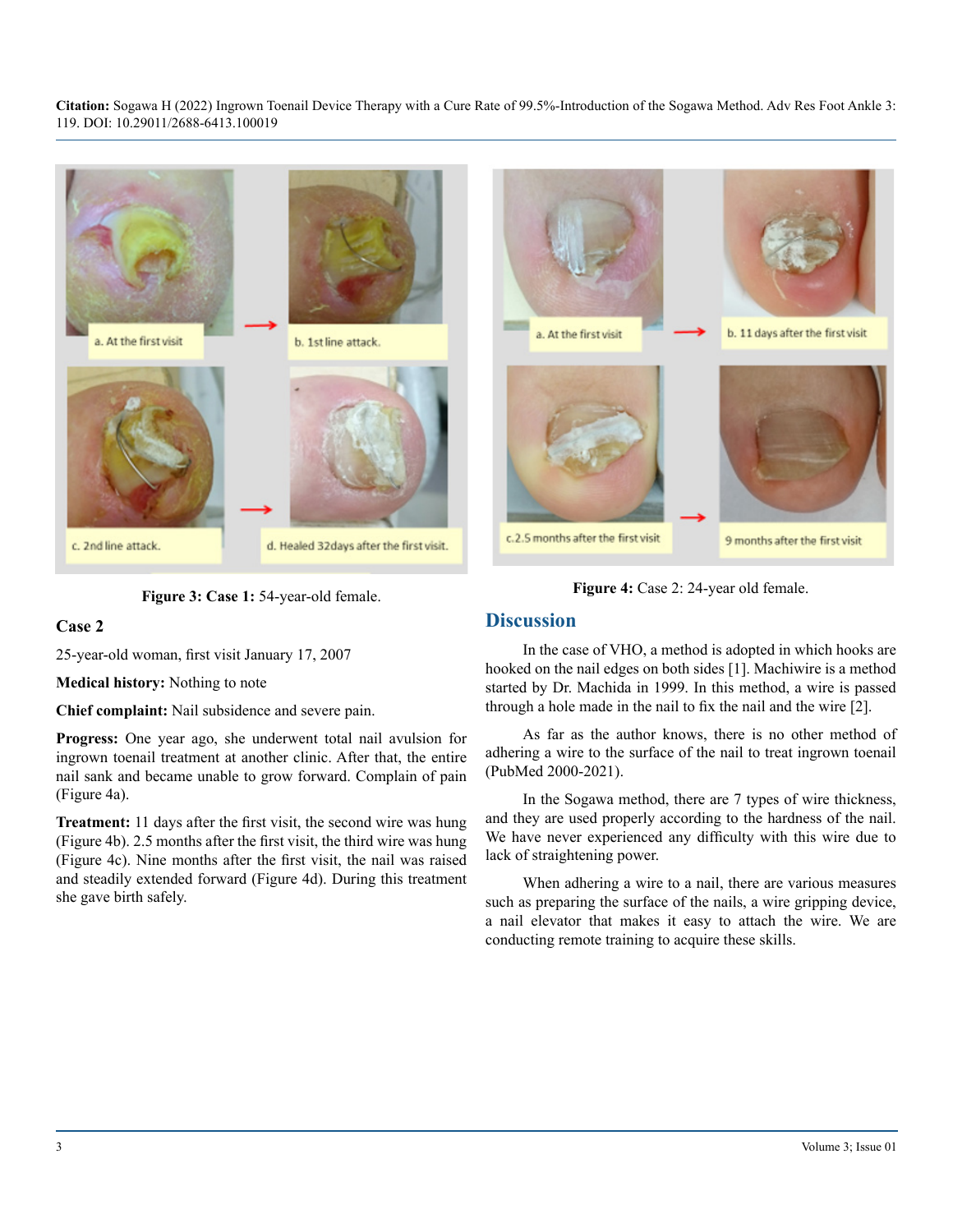Figure 3: **Case 1:** 54-year-old female.

### Case 2

25-year-old woman, first visit January 17, 2007

**Medical history:** Nothing to note

**Chief complaint:** Nail subsidence and severe pain.

**Progress:** One year ago, she underwent total nail avulsion for ingrown toenail treatment at another clinic. After that, the entire nail sank and became unable to grow forward. Complain of pain (Figure 4a).

**Treatment:** 11 days after the first visit, the second wire was hung (Figure 4b). 2.5 months after the first visit, the third wire was hung (Figure 4c). Nine months after the first visit, the nail was raised and steadily extended forward (Figure 4d). During this treatment she gave birth safely.

**Figure 4:** Case 2: 24-year old female.

## Discussion

In the case of VHO, a method is adopted in which hooks are hooked on the nail edges on both sides [1]. Machiwire is a method started by Dr. Machida in 1999. In this method, a wire is passed through a hole made in the nail to fix the nail and the wire [2].

As far as the author knows, there is no other method of adhering a wire to the surface of the nail to treat ingrown toenail (PubMed 2000-2021).

In the Sogawa method, there are 7 types of wire thickness, and they are used properly according to the hardness of the nail. We have never experienced any difficulty with this wire due to lack of straightening power.

When adhering a wire to a nail, there are various measures such as preparing the surface of the nails, a wire gripping device, a nail elevator that makes it easy to attach the wire. We are conducting remote training to acquire these skills.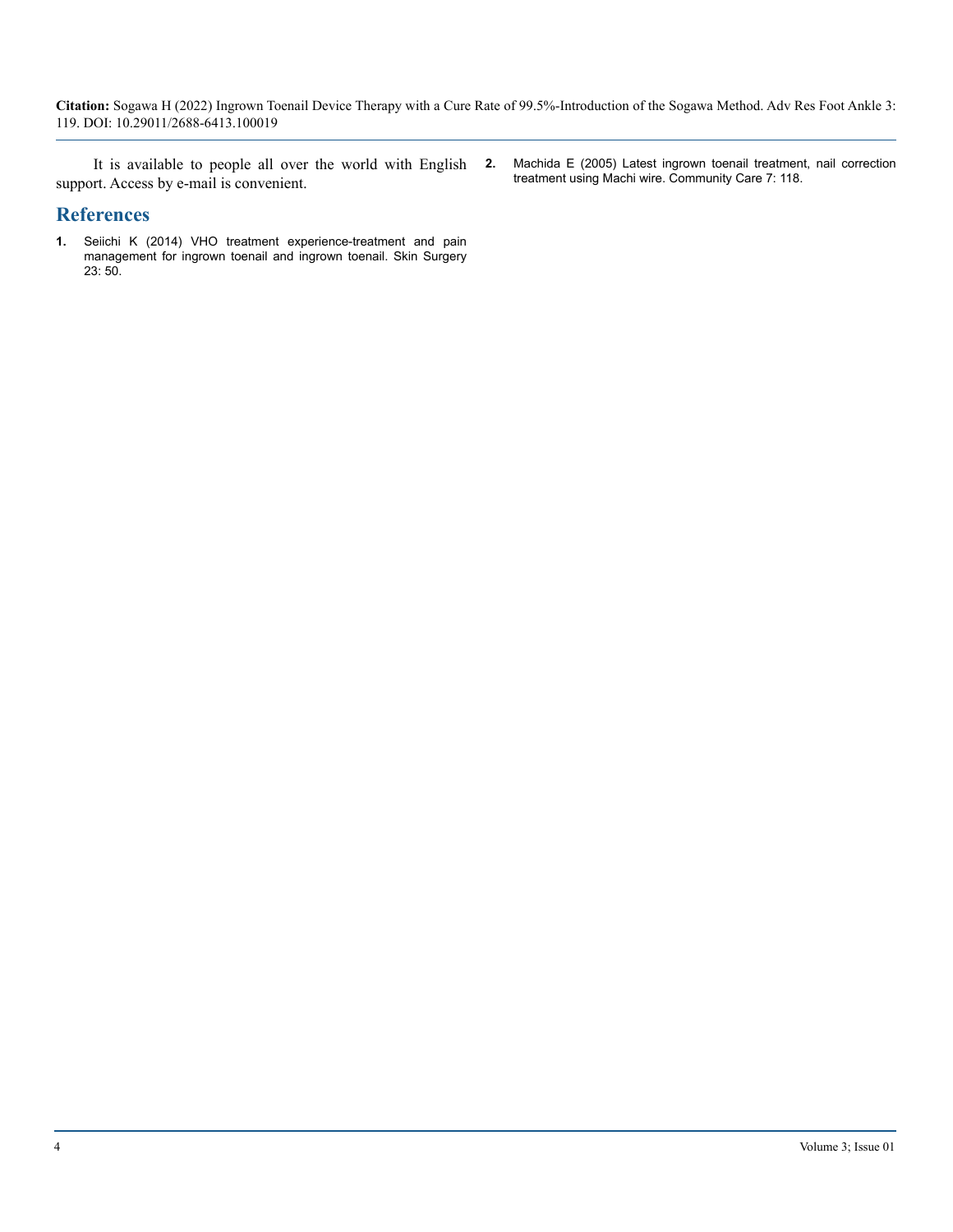It is available to people all over the world with English support. Access by e-mail is convenient.

## References

1. Seiichi K (2014) VHO treatment experience-treatment and pain management for ingrown toenail and ingrown toenail. Skin Surgery 23: 50.

2. Machida E (2005) Latest ingrown toenail treatment, nail correction treatment using Machi wire. Community Care 7: 118.